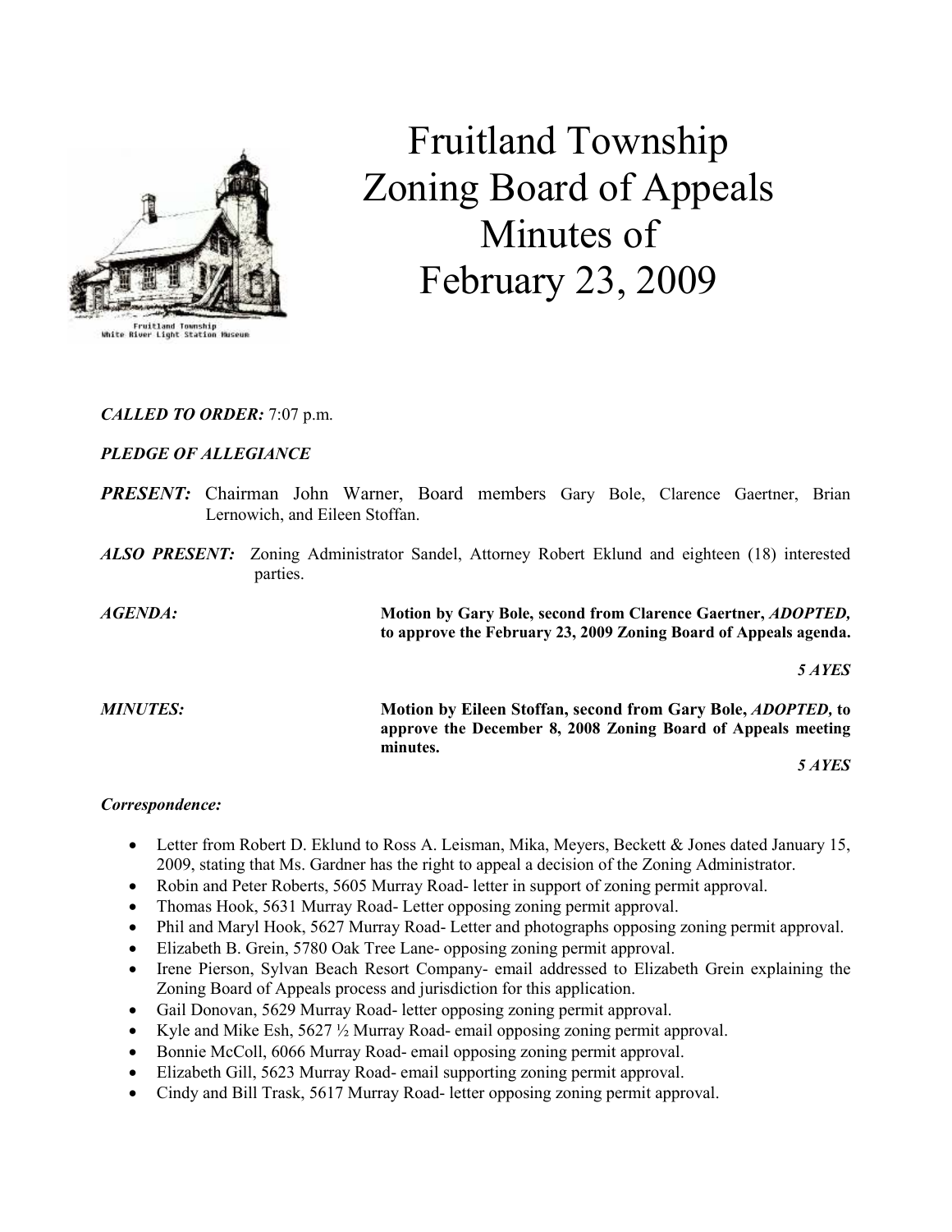# Fruitland Township Zoning Board of Appeals Minutes of February 23, 2009

***CALLED TO ORDER:*** 7:07 p.m.

***PLEDGE OF ALLEGIANCE***

***PRESENT:*** Chairman John Warner, Board members Gary Bole, Clarence Gaertner, Brian Lernowich, and Eileen Stoffan.

***ALSO PRESENT:*** Zoning Administrator Sandel, Attorney Robert Eklund and eighteen (18) interested parties.

***AGENDA:*** **Motion by Gary Bole, second from Clarence Gaertner, *ADOPTED*, to approve the February 23, 2009 Zoning Board of Appeals agenda.**

***5 AYES***

***MINUTES:*** **Motion by Eileen Stoffan, second from Gary Bole, *ADOPTED*, to approve the December 8, 2008 Zoning Board of Appeals meeting minutes.**

***5 AYES***

***Correspondence:***

- Letter from Robert D. Eklund to Ross A. Leisman, Mika, Meyers, Beckett & Jones dated January 15, 2009, stating that Ms. Gardner has the right to appeal a decision of the Zoning Administrator.
- Robin and Peter Roberts, 5605 Murray Road- letter in support of zoning permit approval.
- Thomas Hook, 5631 Murray Road- Letter opposing zoning permit approval.
- Phil and Maryl Hook, 5627 Murray Road- Letter and photographs opposing zoning permit approval.
- Elizabeth B. Grein, 5780 Oak Tree Lane- opposing zoning permit approval.
- Irene Pierson, Sylvan Beach Resort Company- email addressed to Elizabeth Grein explaining the Zoning Board of Appeals process and jurisdiction for this application.
- Gail Donovan, 5629 Murray Road- letter opposing zoning permit approval.
- Kyle and Mike Esh, 5627 ½ Murray Road- email opposing zoning permit approval.
- Bonnie McColl, 6066 Murray Road- email opposing zoning permit approval.
- Elizabeth Gill, 5623 Murray Road- email supporting zoning permit approval.
- Cindy and Bill Trask, 5617 Murray Road- letter opposing zoning permit approval.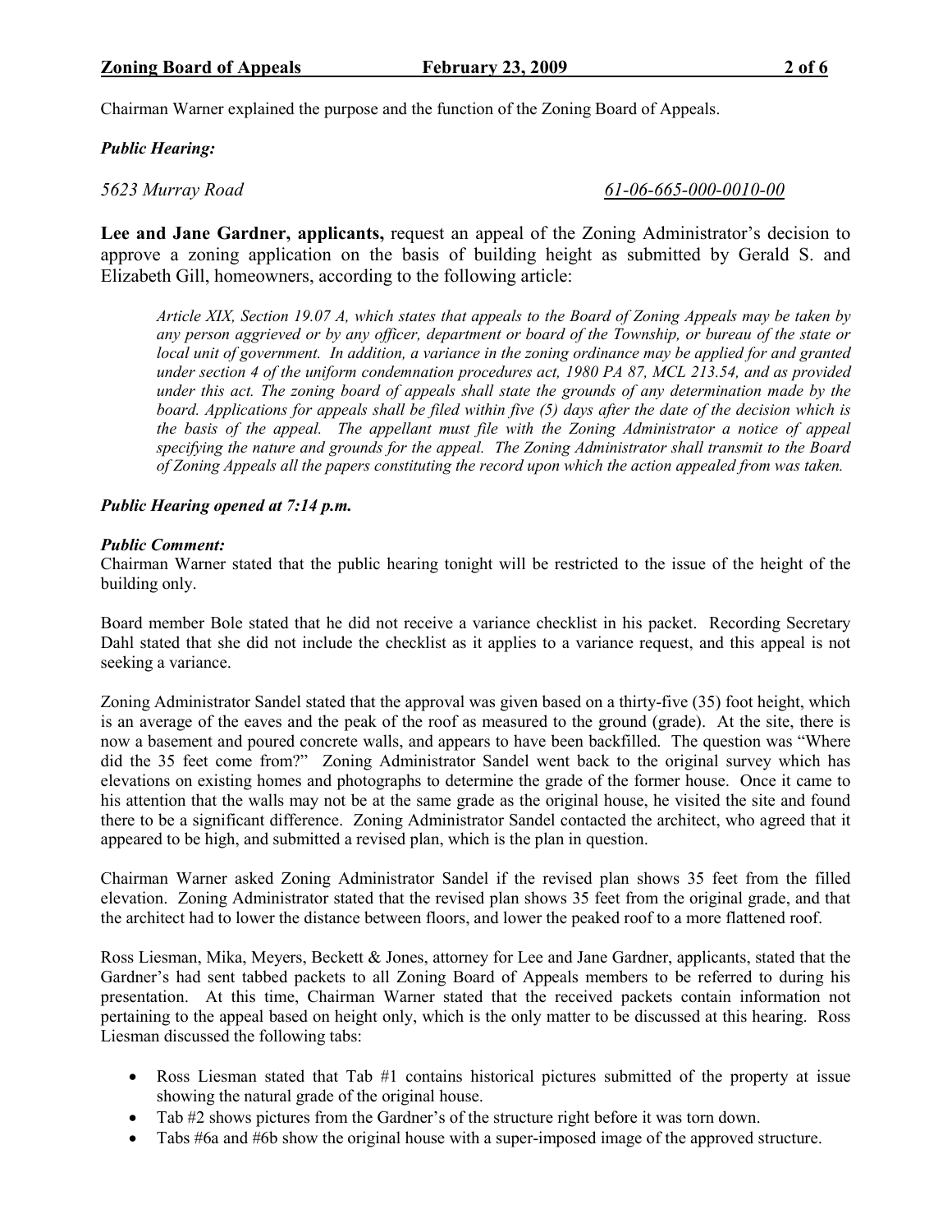Chairman Warner explained the purpose and the function of the Zoning Board of Appeals.

***Public Hearing:***

*5623 Murray Road* *61-06-665-000-0010-00*

**Lee and Jane Gardner, applicants,** request an appeal of the Zoning Administrator's decision to approve a zoning application on the basis of building height as submitted by Gerald S. and Elizabeth Gill, homeowners, according to the following article:

> *Article XIX, Section 19.07 A, which states that appeals to the Board of Zoning Appeals may be taken by any person aggrieved or by any officer, department or board of the Township, or bureau of the state or local unit of government. In addition, a variance in the zoning ordinance may be applied for and granted under section 4 of the uniform condemnation procedures act, 1980 PA 87, MCL 213.54, and as provided under this act. The zoning board of appeals shall state the grounds of any determination made by the board. Applications for appeals shall be filed within five (5) days after the date of the decision which is the basis of the appeal. The appellant must file with the Zoning Administrator a notice of appeal specifying the nature and grounds for the appeal. The Zoning Administrator shall transmit to the Board of Zoning Appeals all the papers constituting the record upon which the action appealed from was taken.*

***Public Hearing opened at 7:14 p.m.***

***Public Comment:***

Chairman Warner stated that the public hearing tonight will be restricted to the issue of the height of the building only.

Board member Bole stated that he did not receive a variance checklist in his packet. Recording Secretary Dahl stated that she did not include the checklist as it applies to a variance request, and this appeal is not seeking a variance.

Zoning Administrator Sandel stated that the approval was given based on a thirty-five (35) foot height, which is an average of the eaves and the peak of the roof as measured to the ground (grade). At the site, there is now a basement and poured concrete walls, and appears to have been backfilled. The question was "Where did the 35 feet come from?" Zoning Administrator Sandel went back to the original survey which has elevations on existing homes and photographs to determine the grade of the former house. Once it came to his attention that the walls may not be at the same grade as the original house, he visited the site and found there to be a significant difference. Zoning Administrator Sandel contacted the architect, who agreed that it appeared to be high, and submitted a revised plan, which is the plan in question.

Chairman Warner asked Zoning Administrator Sandel if the revised plan shows 35 feet from the filled elevation. Zoning Administrator stated that the revised plan shows 35 feet from the original grade, and that the architect had to lower the distance between floors, and lower the peaked roof to a more flattened roof.

Ross Liesman, Mika, Meyers, Beckett & Jones, attorney for Lee and Jane Gardner, applicants, stated that the Gardner's had sent tabbed packets to all Zoning Board of Appeals members to be referred to during his presentation. At this time, Chairman Warner stated that the received packets contain information not pertaining to the appeal based on height only, which is the only matter to be discussed at this hearing. Ross Liesman discussed the following tabs:

- Ross Liesman stated that Tab #1 contains historical pictures submitted of the property at issue showing the natural grade of the original house.
- Tab #2 shows pictures from the Gardner's of the structure right before it was torn down.
- Tabs #6a and #6b show the original house with a super-imposed image of the approved structure.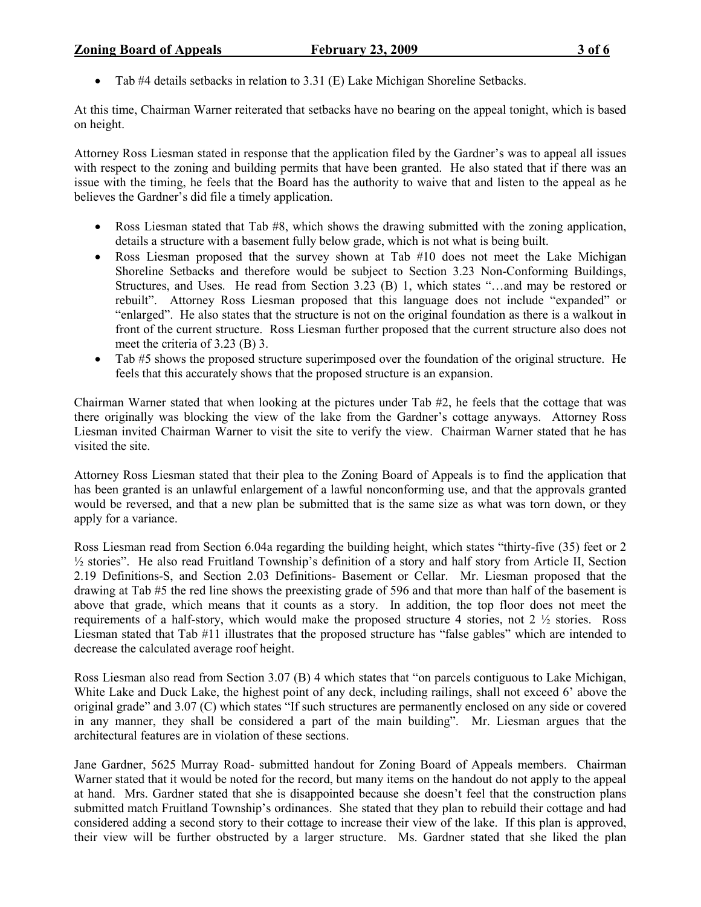- Tab #4 details setbacks in relation to 3.31 (E) Lake Michigan Shoreline Setbacks.

At this time, Chairman Warner reiterated that setbacks have no bearing on the appeal tonight, which is based on height.

Attorney Ross Liesman stated in response that the application filed by the Gardner's was to appeal all issues with respect to the zoning and building permits that have been granted. He also stated that if there was an issue with the timing, he feels that the Board has the authority to waive that and listen to the appeal as he believes the Gardner's did file a timely application.

- Ross Liesman stated that Tab #8, which shows the drawing submitted with the zoning application, details a structure with a basement fully below grade, which is not what is being built.
- Ross Liesman proposed that the survey shown at Tab #10 does not meet the Lake Michigan Shoreline Setbacks and therefore would be subject to Section 3.23 Non-Conforming Buildings, Structures, and Uses. He read from Section 3.23 (B) 1, which states "…and may be restored or rebuilt". Attorney Ross Liesman proposed that this language does not include "expanded" or "enlarged". He also states that the structure is not on the original foundation as there is a walkout in front of the current structure. Ross Liesman further proposed that the current structure also does not meet the criteria of 3.23 (B) 3.
- Tab #5 shows the proposed structure superimposed over the foundation of the original structure. He feels that this accurately shows that the proposed structure is an expansion.

Chairman Warner stated that when looking at the pictures under Tab #2, he feels that the cottage that was there originally was blocking the view of the lake from the Gardner's cottage anyways. Attorney Ross Liesman invited Chairman Warner to visit the site to verify the view. Chairman Warner stated that he has visited the site.

Attorney Ross Liesman stated that their plea to the Zoning Board of Appeals is to find the application that has been granted is an unlawful enlargement of a lawful nonconforming use, and that the approvals granted would be reversed, and that a new plan be submitted that is the same size as what was torn down, or they apply for a variance.

Ross Liesman read from Section 6.04a regarding the building height, which states "thirty-five (35) feet or 2 ½ stories". He also read Fruitland Township's definition of a story and half story from Article II, Section 2.19 Definitions-S, and Section 2.03 Definitions- Basement or Cellar. Mr. Liesman proposed that the drawing at Tab #5 the red line shows the preexisting grade of 596 and that more than half of the basement is above that grade, which means that it counts as a story. In addition, the top floor does not meet the requirements of a half-story, which would make the proposed structure 4 stories, not 2 ½ stories. Ross Liesman stated that Tab #11 illustrates that the proposed structure has "false gables" which are intended to decrease the calculated average roof height.

Ross Liesman also read from Section 3.07 (B) 4 which states that "on parcels contiguous to Lake Michigan, White Lake and Duck Lake, the highest point of any deck, including railings, shall not exceed 6' above the original grade" and 3.07 (C) which states "If such structures are permanently enclosed on any side or covered in any manner, they shall be considered a part of the main building". Mr. Liesman argues that the architectural features are in violation of these sections.

Jane Gardner, 5625 Murray Road- submitted handout for Zoning Board of Appeals members. Chairman Warner stated that it would be noted for the record, but many items on the handout do not apply to the appeal at hand. Mrs. Gardner stated that she is disappointed because she doesn't feel that the construction plans submitted match Fruitland Township's ordinances. She stated that they plan to rebuild their cottage and had considered adding a second story to their cottage to increase their view of the lake. If this plan is approved, their view will be further obstructed by a larger structure. Ms. Gardner stated that she liked the plan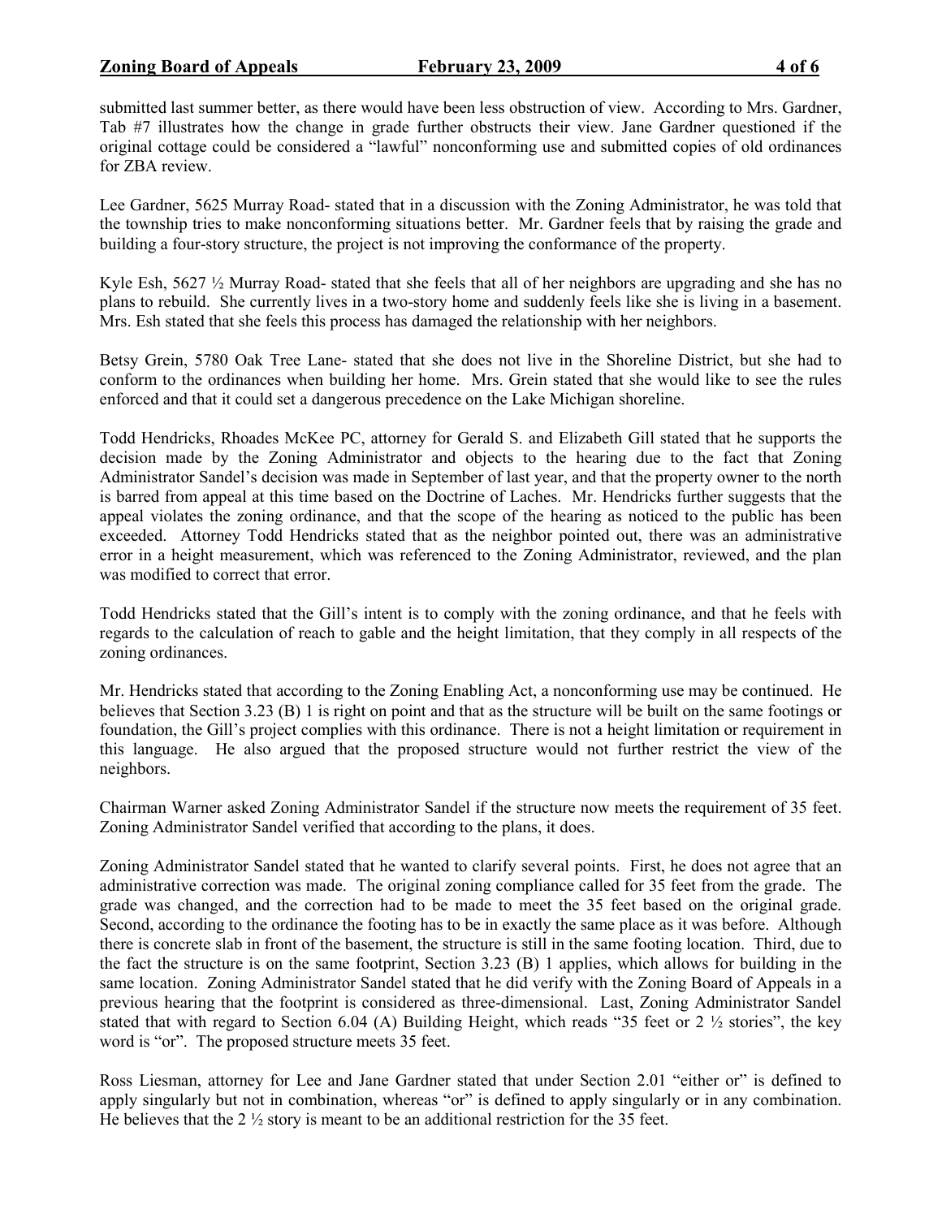submitted last summer better, as there would have been less obstruction of view. According to Mrs. Gardner, Tab #7 illustrates how the change in grade further obstructs their view. Jane Gardner questioned if the original cottage could be considered a "lawful" nonconforming use and submitted copies of old ordinances for ZBA review.

Lee Gardner, 5625 Murray Road- stated that in a discussion with the Zoning Administrator, he was told that the township tries to make nonconforming situations better. Mr. Gardner feels that by raising the grade and building a four-story structure, the project is not improving the conformance of the property.

Kyle Esh, 5627 ½ Murray Road- stated that she feels that all of her neighbors are upgrading and she has no plans to rebuild. She currently lives in a two-story home and suddenly feels like she is living in a basement. Mrs. Esh stated that she feels this process has damaged the relationship with her neighbors.

Betsy Grein, 5780 Oak Tree Lane- stated that she does not live in the Shoreline District, but she had to conform to the ordinances when building her home. Mrs. Grein stated that she would like to see the rules enforced and that it could set a dangerous precedence on the Lake Michigan shoreline.

Todd Hendricks, Rhoades McKee PC, attorney for Gerald S. and Elizabeth Gill stated that he supports the decision made by the Zoning Administrator and objects to the hearing due to the fact that Zoning Administrator Sandel's decision was made in September of last year, and that the property owner to the north is barred from appeal at this time based on the Doctrine of Laches. Mr. Hendricks further suggests that the appeal violates the zoning ordinance, and that the scope of the hearing as noticed to the public has been exceeded. Attorney Todd Hendricks stated that as the neighbor pointed out, there was an administrative error in a height measurement, which was referenced to the Zoning Administrator, reviewed, and the plan was modified to correct that error.

Todd Hendricks stated that the Gill's intent is to comply with the zoning ordinance, and that he feels with regards to the calculation of reach to gable and the height limitation, that they comply in all respects of the zoning ordinances.

Mr. Hendricks stated that according to the Zoning Enabling Act, a nonconforming use may be continued. He believes that Section 3.23 (B) 1 is right on point and that as the structure will be built on the same footings or foundation, the Gill's project complies with this ordinance. There is not a height limitation or requirement in this language. He also argued that the proposed structure would not further restrict the view of the neighbors.

Chairman Warner asked Zoning Administrator Sandel if the structure now meets the requirement of 35 feet. Zoning Administrator Sandel verified that according to the plans, it does.

Zoning Administrator Sandel stated that he wanted to clarify several points. First, he does not agree that an administrative correction was made. The original zoning compliance called for 35 feet from the grade. The grade was changed, and the correction had to be made to meet the 35 feet based on the original grade. Second, according to the ordinance the footing has to be in exactly the same place as it was before. Although there is concrete slab in front of the basement, the structure is still in the same footing location. Third, due to the fact the structure is on the same footprint, Section 3.23 (B) 1 applies, which allows for building in the same location. Zoning Administrator Sandel stated that he did verify with the Zoning Board of Appeals in a previous hearing that the footprint is considered as three-dimensional. Last, Zoning Administrator Sandel stated that with regard to Section 6.04 (A) Building Height, which reads "35 feet or 2 ½ stories", the key word is "or". The proposed structure meets 35 feet.

Ross Liesman, attorney for Lee and Jane Gardner stated that under Section 2.01 "either or" is defined to apply singularly but not in combination, whereas "or" is defined to apply singularly or in any combination. He believes that the 2 ½ story is meant to be an additional restriction for the 35 feet.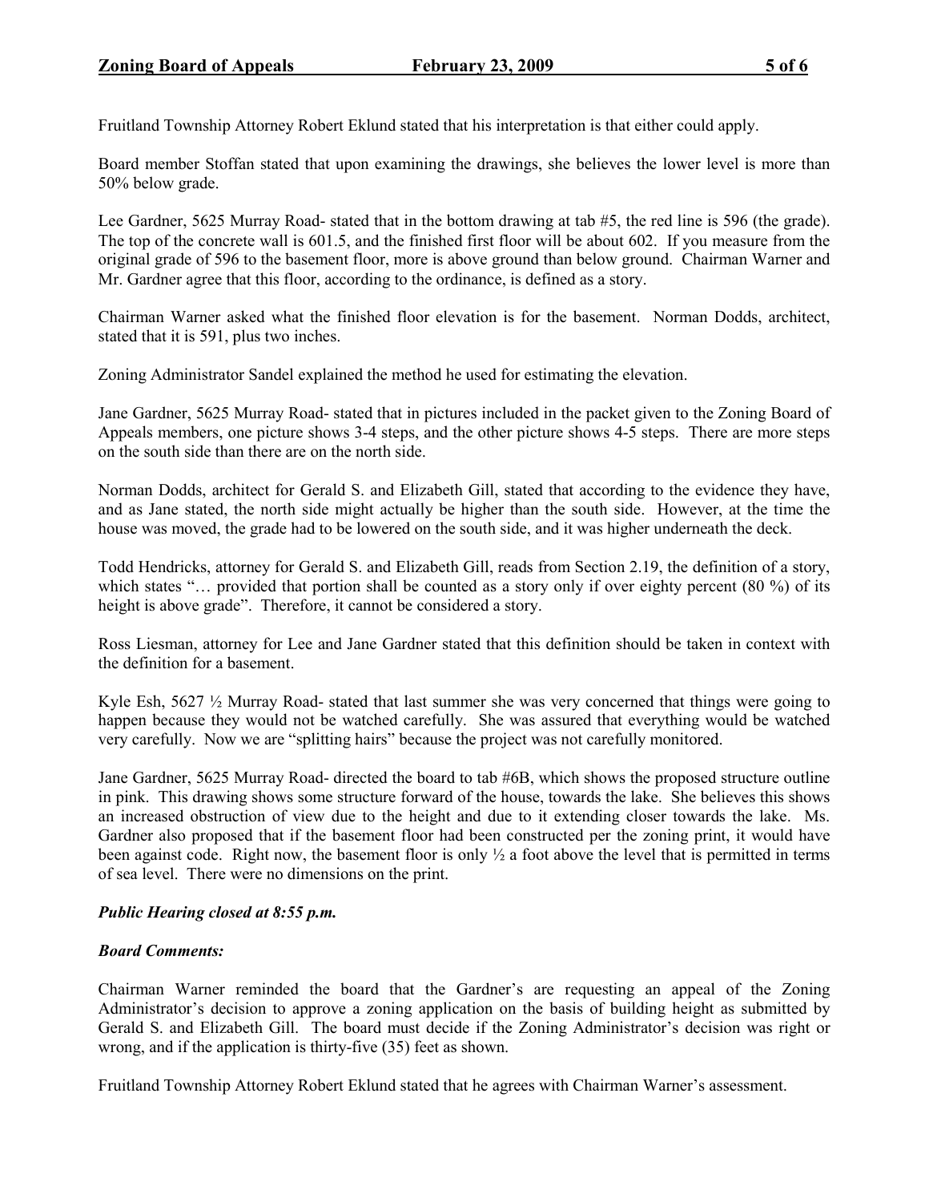Fruitland Township Attorney Robert Eklund stated that his interpretation is that either could apply.

Board member Stoffan stated that upon examining the drawings, she believes the lower level is more than 50% below grade.

Lee Gardner, 5625 Murray Road- stated that in the bottom drawing at tab #5, the red line is 596 (the grade). The top of the concrete wall is 601.5, and the finished first floor will be about 602. If you measure from the original grade of 596 to the basement floor, more is above ground than below ground. Chairman Warner and Mr. Gardner agree that this floor, according to the ordinance, is defined as a story.

Chairman Warner asked what the finished floor elevation is for the basement. Norman Dodds, architect, stated that it is 591, plus two inches.

Zoning Administrator Sandel explained the method he used for estimating the elevation.

Jane Gardner, 5625 Murray Road- stated that in pictures included in the packet given to the Zoning Board of Appeals members, one picture shows 3-4 steps, and the other picture shows 4-5 steps. There are more steps on the south side than there are on the north side.

Norman Dodds, architect for Gerald S. and Elizabeth Gill, stated that according to the evidence they have, and as Jane stated, the north side might actually be higher than the south side. However, at the time the house was moved, the grade had to be lowered on the south side, and it was higher underneath the deck.

Todd Hendricks, attorney for Gerald S. and Elizabeth Gill, reads from Section 2.19, the definition of a story, which states "… provided that portion shall be counted as a story only if over eighty percent (80 %) of its height is above grade". Therefore, it cannot be considered a story.

Ross Liesman, attorney for Lee and Jane Gardner stated that this definition should be taken in context with the definition for a basement.

Kyle Esh, 5627 ½ Murray Road- stated that last summer she was very concerned that things were going to happen because they would not be watched carefully. She was assured that everything would be watched very carefully. Now we are "splitting hairs" because the project was not carefully monitored.

Jane Gardner, 5625 Murray Road- directed the board to tab #6B, which shows the proposed structure outline in pink. This drawing shows some structure forward of the house, towards the lake. She believes this shows an increased obstruction of view due to the height and due to it extending closer towards the lake. Ms. Gardner also proposed that if the basement floor had been constructed per the zoning print, it would have been against code. Right now, the basement floor is only ½ a foot above the level that is permitted in terms of sea level. There were no dimensions on the print.

***Public Hearing closed at 8:55 p.m.***

***Board Comments:***

Chairman Warner reminded the board that the Gardner's are requesting an appeal of the Zoning Administrator's decision to approve a zoning application on the basis of building height as submitted by Gerald S. and Elizabeth Gill. The board must decide if the Zoning Administrator's decision was right or wrong, and if the application is thirty-five (35) feet as shown.

Fruitland Township Attorney Robert Eklund stated that he agrees with Chairman Warner's assessment.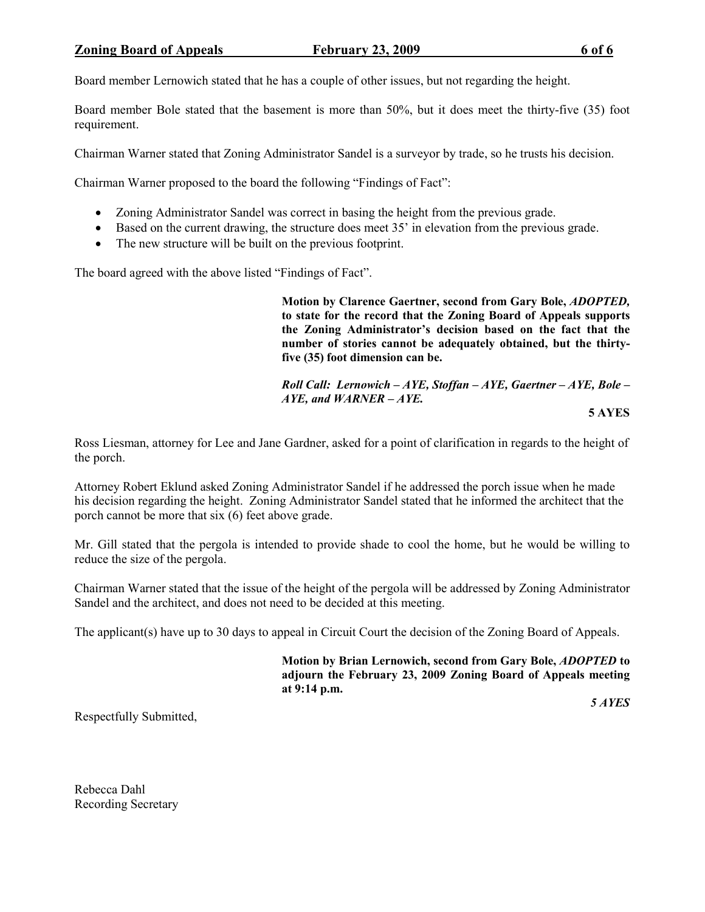Board member Lernowich stated that he has a couple of other issues, but not regarding the height.

Board member Bole stated that the basement is more than 50%, but it does meet the thirty-five (35) foot requirement.

Chairman Warner stated that Zoning Administrator Sandel is a surveyor by trade, so he trusts his decision.

Chairman Warner proposed to the board the following "Findings of Fact":

- Zoning Administrator Sandel was correct in basing the height from the previous grade.
- Based on the current drawing, the structure does meet 35' in elevation from the previous grade.
- The new structure will be built on the previous footprint.

The board agreed with the above listed "Findings of Fact".

**Motion by Clarence Gaertner, second from Gary Bole, *ADOPTED,* to state for the record that the Zoning Board of Appeals supports the Zoning Administrator's decision based on the fact that the number of stories cannot be adequately obtained, but the thirty-five (35) foot dimension can be.**

***Roll Call: Lernowich – AYE, Stoffan – AYE, Gaertner – AYE, Bole – AYE, and WARNER – AYE.***

**5 AYES**

Ross Liesman, attorney for Lee and Jane Gardner, asked for a point of clarification in regards to the height of the porch.

Attorney Robert Eklund asked Zoning Administrator Sandel if he addressed the porch issue when he made his decision regarding the height. Zoning Administrator Sandel stated that he informed the architect that the porch cannot be more that six (6) feet above grade.

Mr. Gill stated that the pergola is intended to provide shade to cool the home, but he would be willing to reduce the size of the pergola.

Chairman Warner stated that the issue of the height of the pergola will be addressed by Zoning Administrator Sandel and the architect, and does not need to be decided at this meeting.

The applicant(s) have up to 30 days to appeal in Circuit Court the decision of the Zoning Board of Appeals.

**Motion by Brian Lernowich, second from Gary Bole, *ADOPTED* to adjourn the February 23, 2009 Zoning Board of Appeals meeting at 9:14 p.m.**

***5 AYES***

Respectfully Submitted,

Rebecca Dahl
Recording Secretary